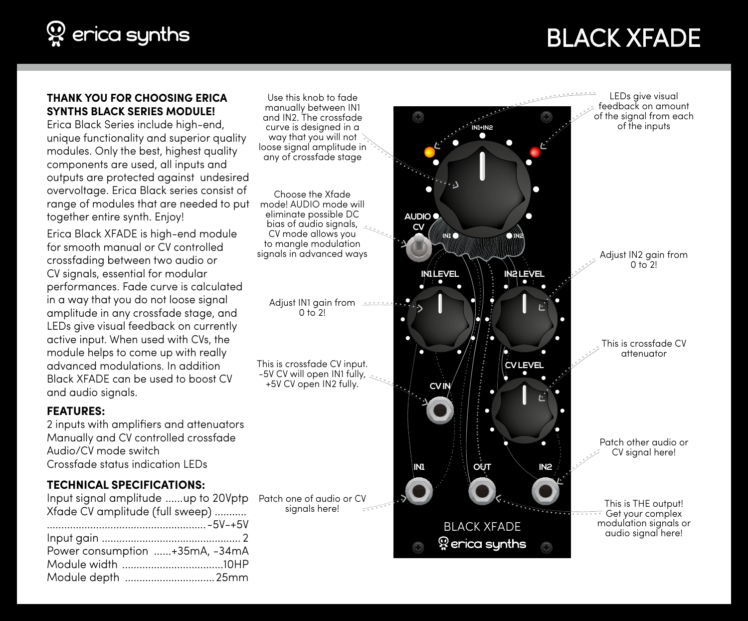# erica synths

# BLACK XFADE

**THANK YOU FOR CHOOSING ERICA SYNTHS BLACK SERIES MODULE!**

Erica Black Series include high-end, unique functionality and superior quality modules. Only the best, highest quality components are used, all inputs and outputs are protected against undesired overvoltage. Erica Black series consist of range of modules that are needed to put together entire synth. Enjoy!

Erica Black XFADE is high-end module for smooth manual or CV controlled crossfading between two audio or CV signals, essential for modular performances. Fade curve is calculated in a way that you do not loose signal amplitude in any crossfade stage, and LEDs give visual feedback on currently active input. When used with CVs, the module helps to come up with really advanced modulations. In addition Black XFADE can be used to boost CV and audio signals.

**FEATURES:**

2 inputs with amplifiers and attenuators
Manually and CV controlled crossfade
Audio/CV mode switch
Crossfade status indication LEDs

**TECHNICAL SPECIFICATIONS:**

Input signal amplitude ......up to 20Vptp
Xfade CV amplitude (full sweep) .......... -5V-+5V
Input gain .......... 2
Power consumption ......+35mA, -34mA
Module width .......... 10HP
Module depth .......... 25mm

Use this knob to fade manually between IN1 and IN2. The crossfade curve is designed in a way that you will not loose signal amplitude in any of crossfade stage

LEDs give visual feedback on amount of the signal from each of the inputs

Choose the Xfade mode! AUDIO mode will eliminate possible DC bias of audio signals, CV mode allows you to mangle modulation signals in advanced ways

Adjust IN2 gain from 0 to 2!

Adjust IN1 gain from 0 to 2!

This is crossfade CV attenuator

This is crossfade CV input. -5V CV will open IN1 fully, +5V CV open IN2 fully.

Patch other audio or CV signal here!

Patch one of audio or CV signals here!

This is THE output! Get your complex modulation signals or audio signal here!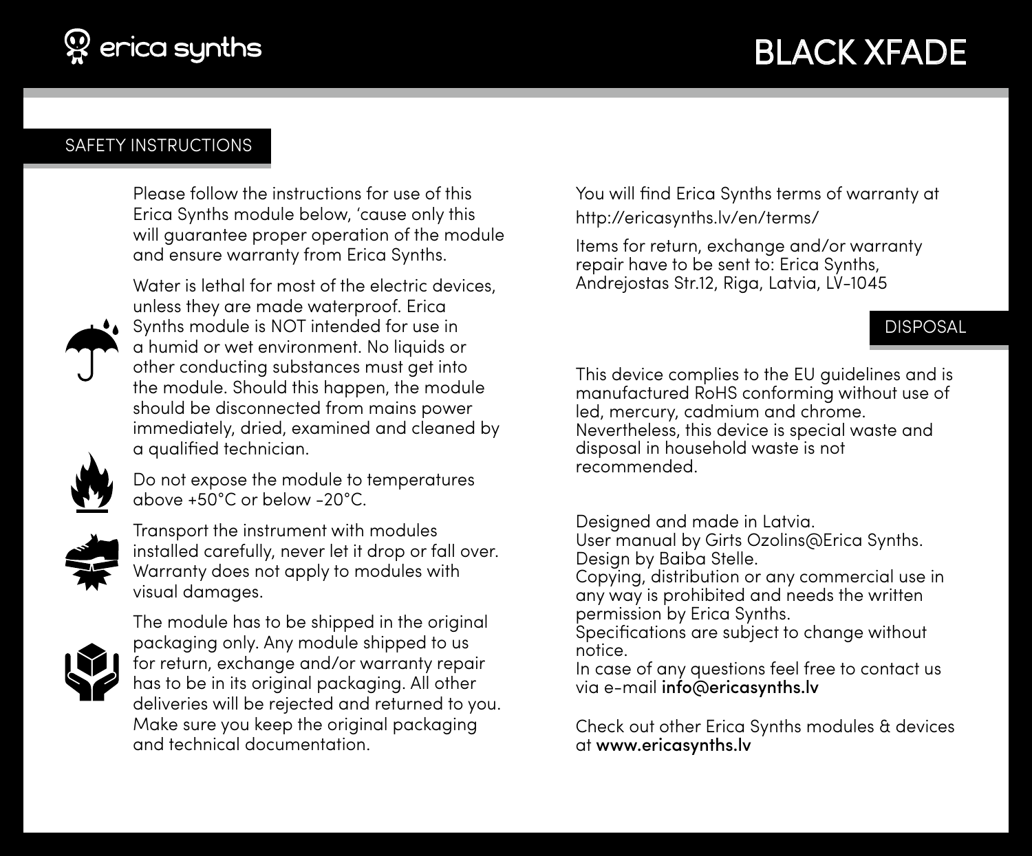## SAFETY INSTRUCTIONS

Please follow the instructions for use of this Erica Synths module below, 'cause only this will guarantee proper operation of the module and ensure warranty from Erica Synths.

Water is lethal for most of the electric devices, unless they are made waterproof. Erica Synths module is NOT intended for use in a humid or wet environment. No liquids or other conducting substances must get into the module. Should this happen, the module should be disconnected from mains power immediately, dried, examined and cleaned by a qualified technician.

Do not expose the module to temperatures above +50°C or below -20°C.

Transport the instrument with modules installed carefully, never let it drop or fall over. Warranty does not apply to modules with visual damages.

The module has to be shipped in the original packaging only. Any module shipped to us for return, exchange and/or warranty repair has to be in its original packaging. All other deliveries will be rejected and returned to you. Make sure you keep the original packaging and technical documentation.

You will find Erica Synths terms of warranty at http://ericasynths.lv/en/terms/

Items for return, exchange and/or warranty repair have to be sent to: Erica Synths, Andrejostas Str.12, Riga, Latvia, LV-1045

## DISPOSAL

This device complies to the EU guidelines and is manufactured RoHS conforming without use of led, mercury, cadmium and chrome. Nevertheless, this device is special waste and disposal in household waste is not recommended.

Designed and made in Latvia.
User manual by Girts Ozolins@Erica Synths.
Design by Baiba Stelle.
Copying, distribution or any commercial use in any way is prohibited and needs the written permission by Erica Synths.
Specifications are subject to change without notice.
In case of any questions feel free to contact us via e-mail **info@ericasynths.lv**

Check out other Erica Synths modules & devices at **www.ericasynths.lv**